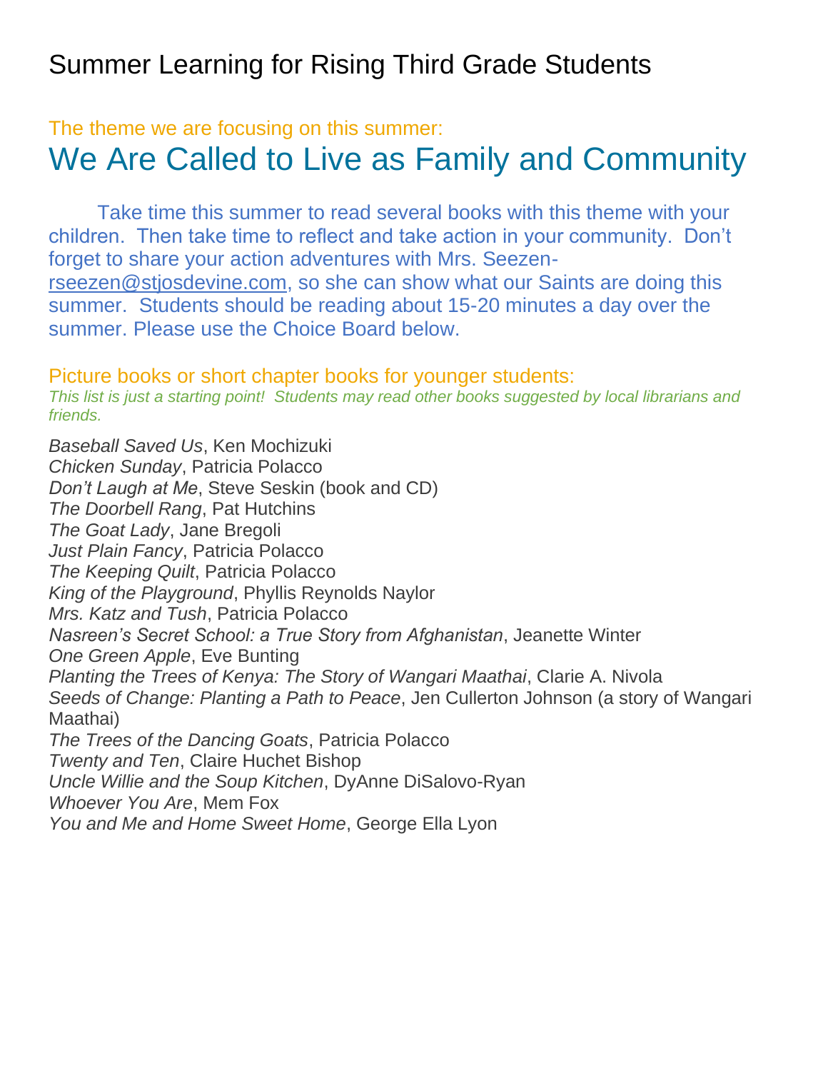# Summer Learning for Rising Third Grade Students

The theme we are focusing on this summer:

## We Are Called to Live as Family and Community

Take time this summer to read several books with this theme with your children. Then take time to reflect and take action in your community. Don't forget to share your action adventures with Mrs. Seezen- rseezen@stjosdevine.com, so she can show what our Saints are doing this summer. Students should be reading about 15-20 minutes a day over the summer. Please use the Choice Board below.

### Picture books or short chapter books for younger students:

*This list is just a starting point! Students may read other books suggested by local librarians and friends.*

*Baseball Saved Us*, Ken Mochizuki
*Chicken Sunday*, Patricia Polacco
*Don't Laugh at Me*, Steve Seskin (book and CD)
*The Doorbell Rang*, Pat Hutchins
*The Goat Lady*, Jane Bregoli
*Just Plain Fancy*, Patricia Polacco
*The Keeping Quilt*, Patricia Polacco
*King of the Playground*, Phyllis Reynolds Naylor
*Mrs. Katz and Tush*, Patricia Polacco
*Nasreen's Secret School: a True Story from Afghanistan*, Jeanette Winter
*One Green Apple*, Eve Bunting
*Planting the Trees of Kenya: The Story of Wangari Maathai*, Clarie A. Nivola
*Seeds of Change: Planting a Path to Peace*, Jen Cullerton Johnson (a story of Wangari Maathai)
*The Trees of the Dancing Goats*, Patricia Polacco
*Twenty and Ten*, Claire Huchet Bishop
*Uncle Willie and the Soup Kitchen*, DyAnne DiSalovo-Ryan
*Whoever You Are*, Mem Fox
*You and Me and Home Sweet Home*, George Ella Lyon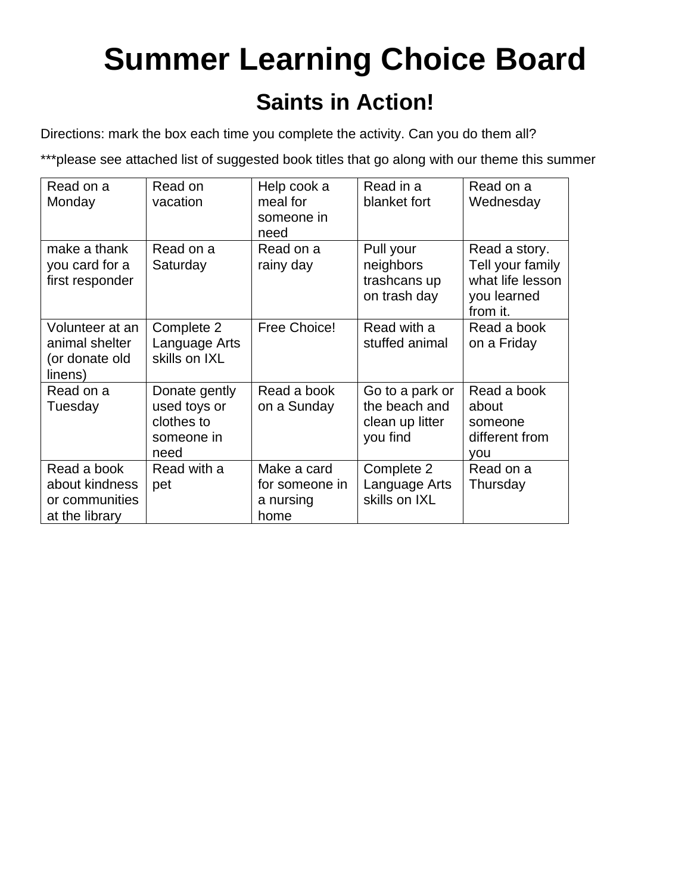# Summer Learning Choice Board

## Saints in Action!

Directions: mark the box each time you complete the activity. Can you do them all?

***please see attached list of suggested book titles that go along with our theme this summer

| | | | | |
|---|---|---|---|---|
| Read on a Monday | Read on vacation | Help cook a meal for someone in need | Read in a blanket fort | Read on a Wednesday |
| make a thank you card for a first responder | Read on a Saturday | Read on a rainy day | Pull your neighbors trashcans up on trash day | Read a story. Tell your family what life lesson you learned from it. |
| Volunteer at an animal shelter (or donate old linens) | Complete 2 Language Arts skills on IXL | Free Choice! | Read with a stuffed animal | Read a book on a Friday |
| Read on a Tuesday | Donate gently used toys or clothes to someone in need | Read a book on a Sunday | Go to a park or the beach and clean up litter you find | Read a book about someone different from you |
| Read a book about kindness or communities at the library | Read with a pet | Make a card for someone in a nursing home | Complete 2 Language Arts skills on IXL | Read on a Thursday |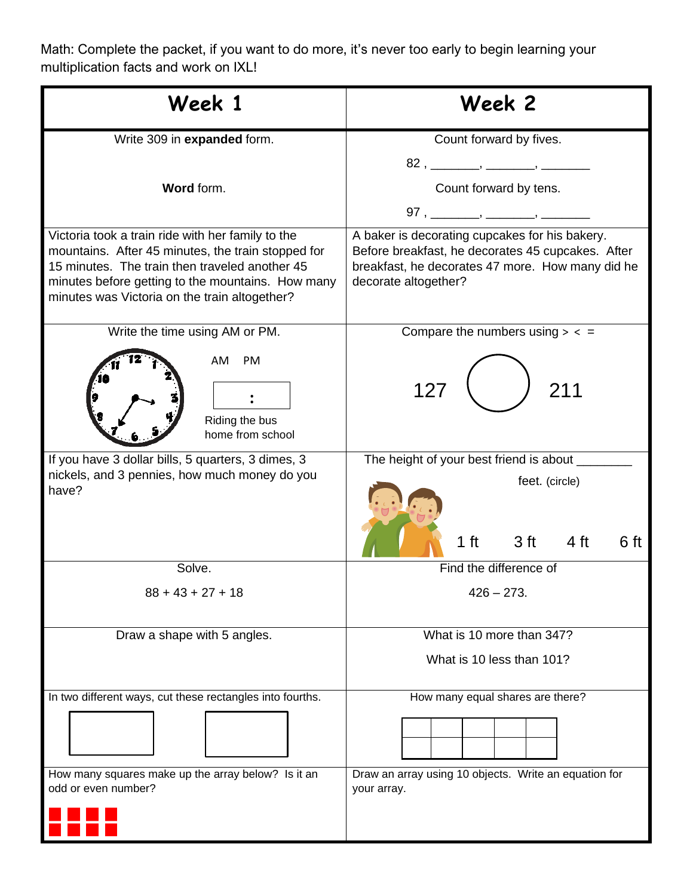Math: Complete the packet, if you want to do more, it's never too early to begin learning your multiplication facts and work on IXL!

| Week 1 | Week 2 |
| --- | --- |
| Write 309 in **expanded** form.<br><br>**Word** form. | Count forward by fives.<br>82 , _______, _______, _______<br>Count forward by tens.<br>97 , _______, _______, _______ |
| Victoria took a train ride with her family to the mountains. After 45 minutes, the train stopped for 15 minutes. The train then traveled another 45 minutes before getting to the mountains. How many minutes was Victoria on the train altogether? | A baker is decorating cupcakes for his bakery. Before breakfast, he decorates 45 cupcakes. After breakfast, he decorates 47 more. How many did he decorate altogether? |
| Write the time using AM or PM.<br>AM PM<br>:<br>Riding the bus home from school | Compare the numbers using > < =<br>127 ◯ 211 |
| If you have 3 dollar bills, 5 quarters, 3 dimes, 3 nickels, and 3 pennies, how much money do you have? | The height of your best friend is about ________ feet. (circle)<br>1 ft 3 ft 4 ft 6 ft |
| Solve.<br>88 + 43 + 27 + 18 | Find the difference of<br>426 – 273. |
| Draw a shape with 5 angles. | What is 10 more than 347?<br>What is 10 less than 101? |
| In two different ways, cut these rectangles into fourths. | How many equal shares are there? |
| How many squares make up the array below? Is it an odd or even number? | Draw an array using 10 objects. Write an equation for your array. |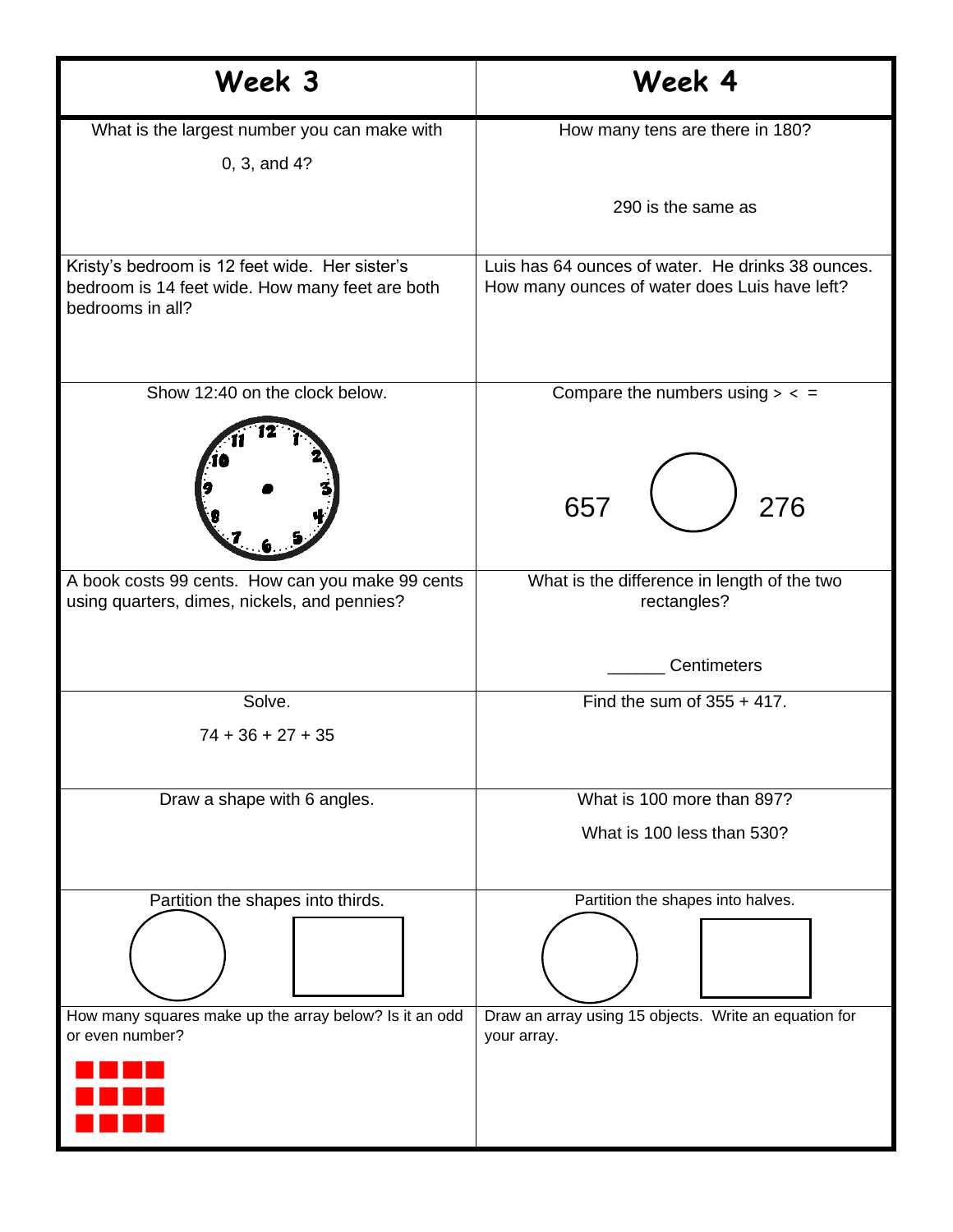| Week 3 | Week 4 |
| --- | --- |
| What is the largest number you can make with 0, 3, and 4? | How many tens are there in 180?<br><br>290 is the same as |
| Kristy's bedroom is 12 feet wide. Her sister's bedroom is 14 feet wide. How many feet are both bedrooms in all? | Luis has 64 ounces of water. He drinks 38 ounces. How many ounces of water does Luis have left? |
| Show 12:40 on the clock below. | Compare the numbers using > < =<br><br>657 ◯ 276 |
| A book costs 99 cents. How can you make 99 cents using quarters, dimes, nickels, and pennies? | What is the difference in length of the two rectangles?<br><br>______ Centimeters |
| Solve.<br><br>74 + 36 + 27 + 35 | Find the sum of 355 + 417. |
| Draw a shape with 6 angles. | What is 100 more than 897?<br><br>What is 100 less than 530? |
| Partition the shapes into thirds. | Partition the shapes into halves. |
| How many squares make up the array below? Is it an odd or even number? | Draw an array using 15 objects. Write an equation for your array. |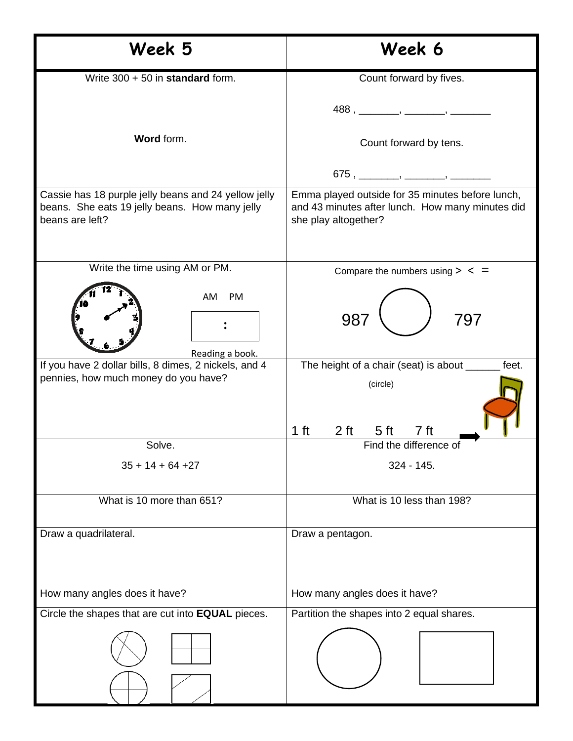| Week 5 | Week 6 |
| --- | --- |
| Write 300 + 50 in **standard** form.<br><br>**Word** form. | Count forward by fives.<br><br>488 , _______, _______, _______<br><br>Count forward by tens.<br><br>675 , _______, _______, _______ |
| Cassie has 18 purple jelly beans and 24 yellow jelly beans. She eats 19 jelly beans. How many jelly beans are left? | Emma played outside for 35 minutes before lunch, and 43 minutes after lunch. How many minutes did she play altogether? |
| Write the time using AM or PM.<br><br>AM PM<br><br>:<br><br>Reading a book. | Compare the numbers using > < =<br><br>987 ◯ 797 |
| If you have 2 dollar bills, 8 dimes, 2 nickels, and 4 pennies, how much money do you have? | The height of a chair (seat) is about ______ feet.<br><br>(circle)<br><br>1 ft 2 ft 5 ft 7 ft |
| Solve.<br><br>35 + 14 + 64 +27 | Find the difference of<br><br>324 - 145. |
| What is 10 more than 651? | What is 10 less than 198? |
| Draw a quadrilateral.<br><br>How many angles does it have? | Draw a pentagon.<br><br>How many angles does it have? |
| Circle the shapes that are cut into **EQUAL** pieces. | Partition the shapes into 2 equal shares. |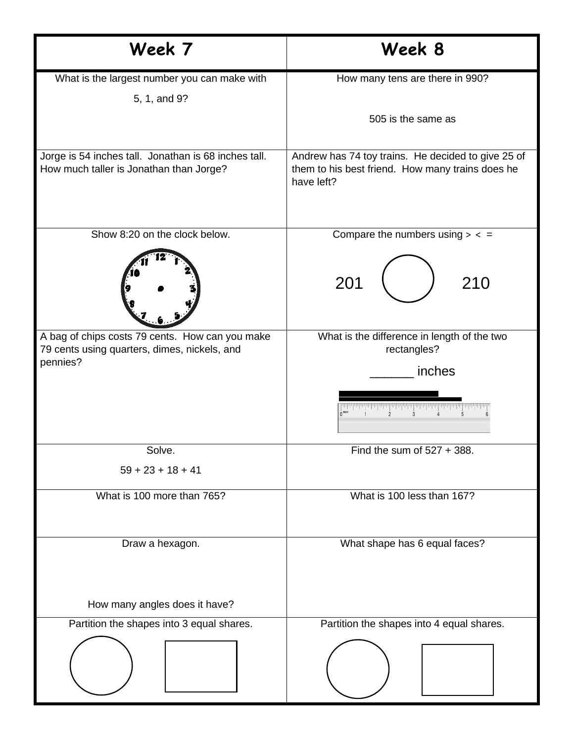| Week 7 | Week 8 |
| --- | --- |
| What is the largest number you can make with 5, 1, and 9? | How many tens are there in 990?<br><br>505 is the same as |
| Jorge is 54 inches tall. Jonathan is 68 inches tall. How much taller is Jonathan than Jorge? | Andrew has 74 toy trains. He decided to give 25 of them to his best friend. How many trains does he have left? |
| Show 8:20 on the clock below. | Compare the numbers using > < =<br><br>201 ◯ 210 |
| A bag of chips costs 79 cents. How can you make 79 cents using quarters, dimes, nickels, and pennies? | What is the difference in length of the two rectangles?<br><br>______ inches |
| Solve.<br><br>59 + 23 + 18 + 41 | Find the sum of 527 + 388. |
| What is 100 more than 765? | What is 100 less than 167? |
| Draw a hexagon.<br><br>How many angles does it have? | What shape has 6 equal faces? |
| Partition the shapes into 3 equal shares. | Partition the shapes into 4 equal shares. |